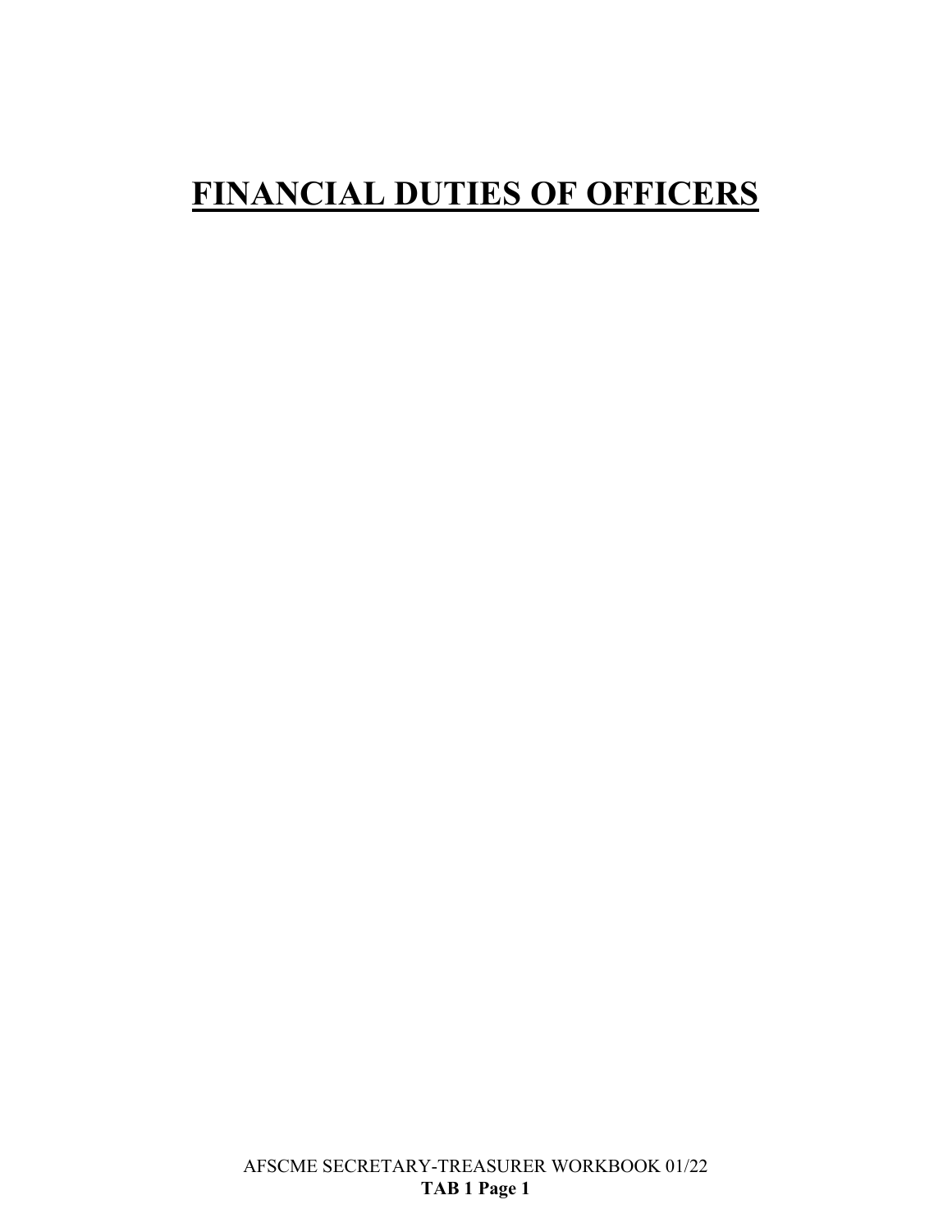# FINANCIAL DUTIES OF OFFICERS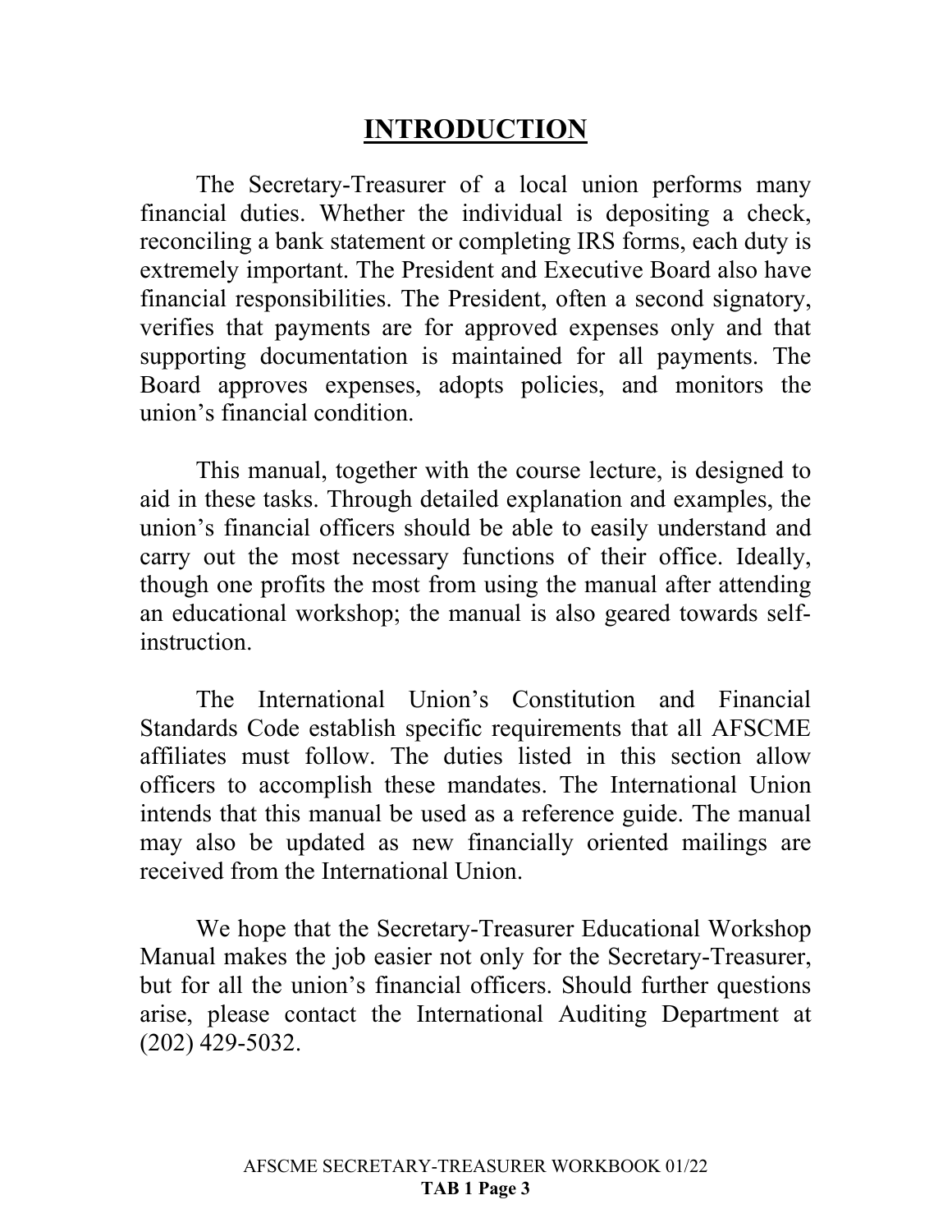# INTRODUCTION

The Secretary-Treasurer of a local union performs many financial duties. Whether the individual is depositing a check, reconciling a bank statement or completing IRS forms, each duty is extremely important. The President and Executive Board also have financial responsibilities. The President, often a second signatory, verifies that payments are for approved expenses only and that supporting documentation is maintained for all payments. The Board approves expenses, adopts policies, and monitors the union's financial condition.

This manual, together with the course lecture, is designed to aid in these tasks. Through detailed explanation and examples, the union's financial officers should be able to easily understand and carry out the most necessary functions of their office. Ideally, though one profits the most from using the manual after attending an educational workshop; the manual is also geared towards self-instruction.

The International Union's Constitution and Financial Standards Code establish specific requirements that all AFSCME affiliates must follow. The duties listed in this section allow officers to accomplish these mandates. The International Union intends that this manual be used as a reference guide. The manual may also be updated as new financially oriented mailings are received from the International Union.

We hope that the Secretary-Treasurer Educational Workshop Manual makes the job easier not only for the Secretary-Treasurer, but for all the union's financial officers. Should further questions arise, please contact the International Auditing Department at (202) 429-5032.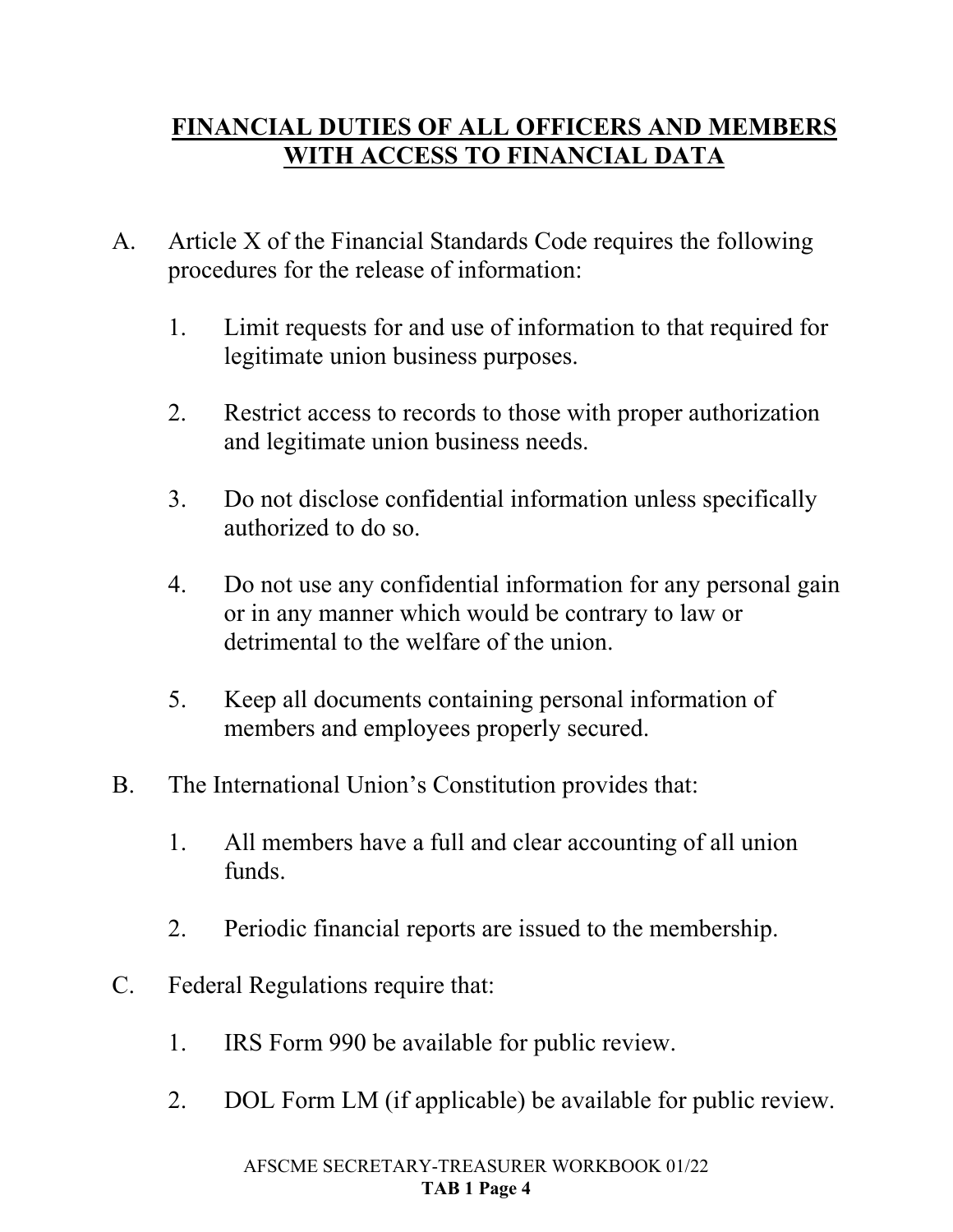# FINANCIAL DUTIES OF ALL OFFICERS AND MEMBERS WITH ACCESS TO FINANCIAL DATA

A. Article X of the Financial Standards Code requires the following procedures for the release of information:

   1. Limit requests for and use of information to that required for legitimate union business purposes.

   2. Restrict access to records to those with proper authorization and legitimate union business needs.

   3. Do not disclose confidential information unless specifically authorized to do so.

   4. Do not use any confidential information for any personal gain or in any manner which would be contrary to law or detrimental to the welfare of the union.

   5. Keep all documents containing personal information of members and employees properly secured.

B. The International Union's Constitution provides that:

   1. All members have a full and clear accounting of all union funds.

   2. Periodic financial reports are issued to the membership.

C. Federal Regulations require that:

   1. IRS Form 990 be available for public review.

   2. DOL Form LM (if applicable) be available for public review.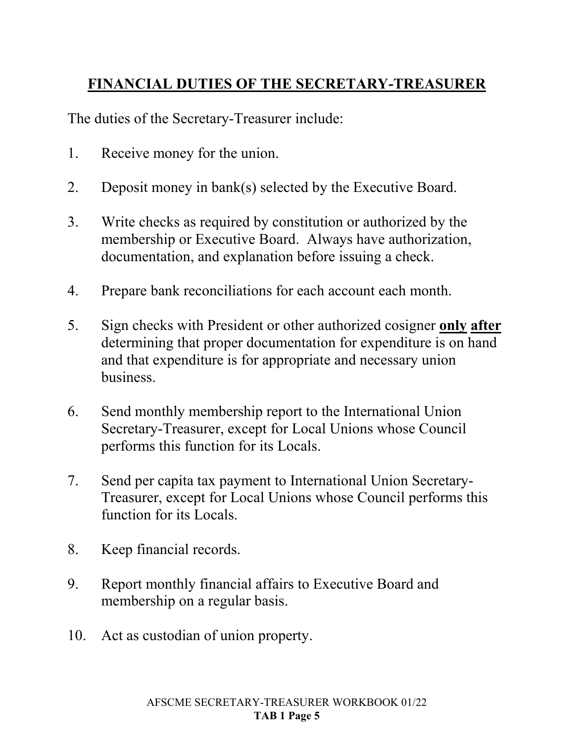# FINANCIAL DUTIES OF THE SECRETARY-TREASURER

The duties of the Secretary-Treasurer include:

1. Receive money for the union.

2. Deposit money in bank(s) selected by the Executive Board.

3. Write checks as required by constitution or authorized by the membership or Executive Board. Always have authorization, documentation, and explanation before issuing a check.

4. Prepare bank reconciliations for each account each month.

5. Sign checks with President or other authorized cosigner **only after** determining that proper documentation for expenditure is on hand and that expenditure is for appropriate and necessary union business.

6. Send monthly membership report to the International Union Secretary-Treasurer, except for Local Unions whose Council performs this function for its Locals.

7. Send per capita tax payment to International Union Secretary-Treasurer, except for Local Unions whose Council performs this function for its Locals.

8. Keep financial records.

9. Report monthly financial affairs to Executive Board and membership on a regular basis.

10. Act as custodian of union property.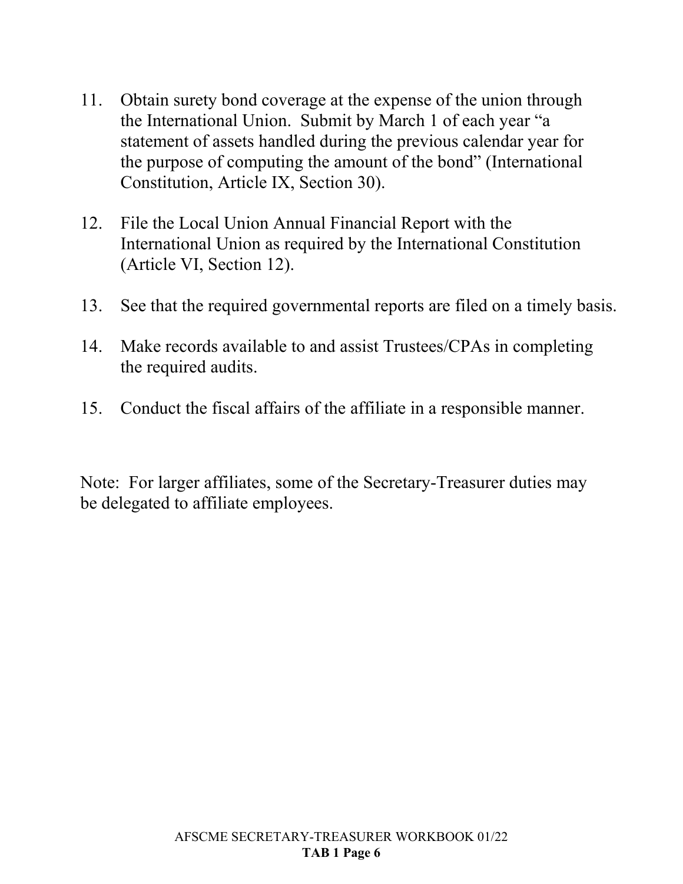11. Obtain surety bond coverage at the expense of the union through the International Union. Submit by March 1 of each year "a statement of assets handled during the previous calendar year for the purpose of computing the amount of the bond" (International Constitution, Article IX, Section 30).

12. File the Local Union Annual Financial Report with the International Union as required by the International Constitution (Article VI, Section 12).

13. See that the required governmental reports are filed on a timely basis.

14. Make records available to and assist Trustees/CPAs in completing the required audits.

15. Conduct the fiscal affairs of the affiliate in a responsible manner.

Note: For larger affiliates, some of the Secretary-Treasurer duties may be delegated to affiliate employees.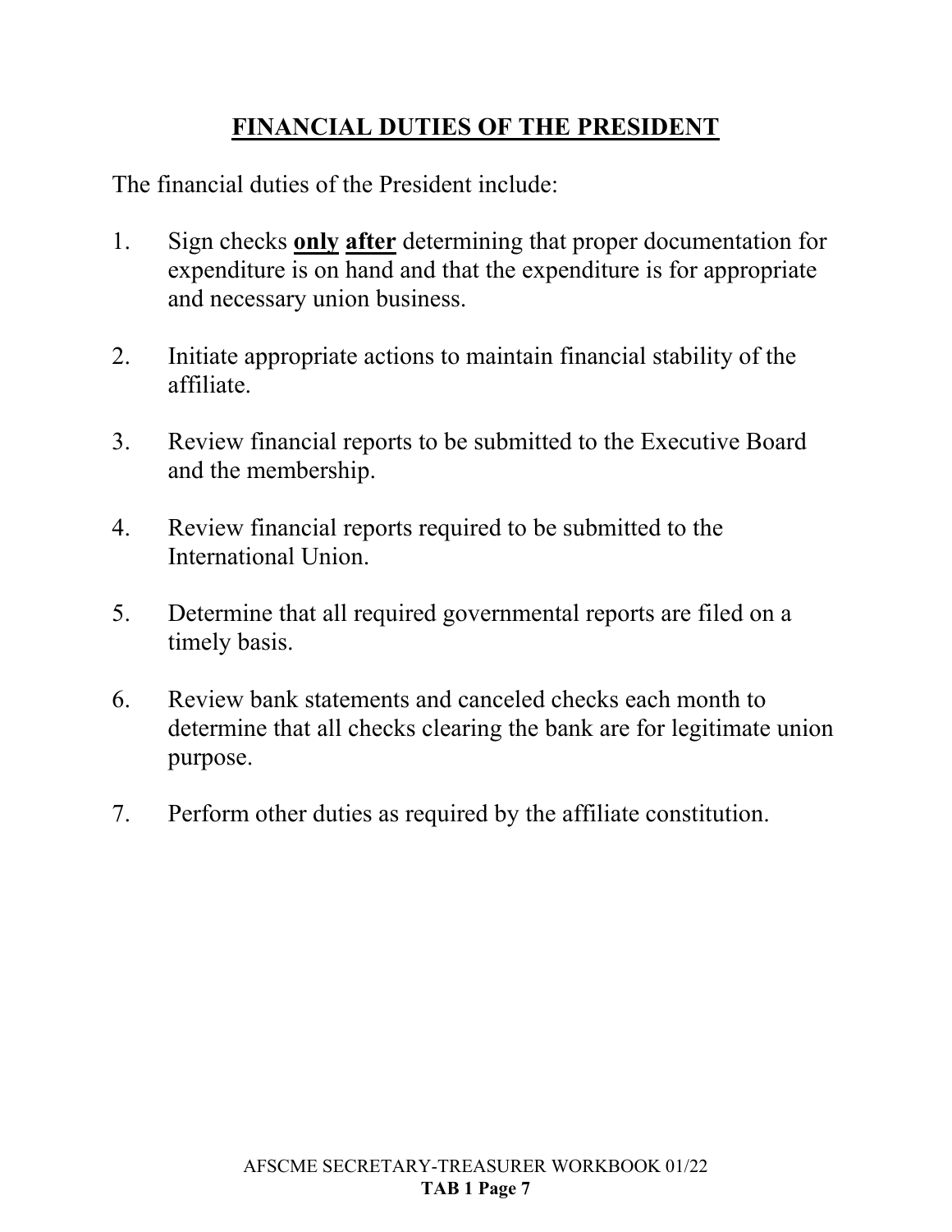# FINANCIAL DUTIES OF THE PRESIDENT

The financial duties of the President include:

1. Sign checks **only** **after** determining that proper documentation for expenditure is on hand and that the expenditure is for appropriate and necessary union business.

2. Initiate appropriate actions to maintain financial stability of the affiliate.

3. Review financial reports to be submitted to the Executive Board and the membership.

4. Review financial reports required to be submitted to the International Union.

5. Determine that all required governmental reports are filed on a timely basis.

6. Review bank statements and canceled checks each month to determine that all checks clearing the bank are for legitimate union purpose.

7. Perform other duties as required by the affiliate constitution.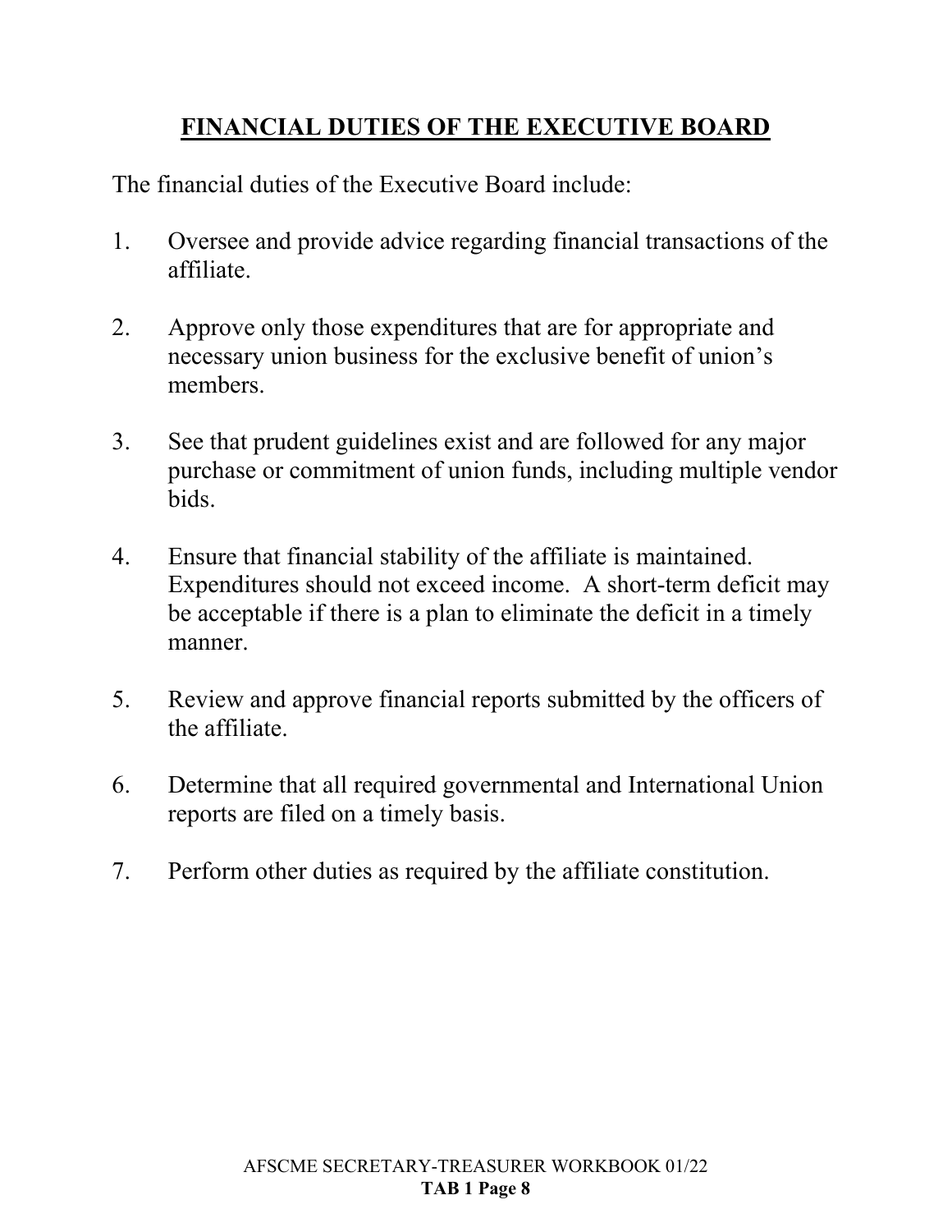# FINANCIAL DUTIES OF THE EXECUTIVE BOARD

The financial duties of the Executive Board include:

1. Oversee and provide advice regarding financial transactions of the affiliate.

2. Approve only those expenditures that are for appropriate and necessary union business for the exclusive benefit of union's members.

3. See that prudent guidelines exist and are followed for any major purchase or commitment of union funds, including multiple vendor bids.

4. Ensure that financial stability of the affiliate is maintained. Expenditures should not exceed income. A short-term deficit may be acceptable if there is a plan to eliminate the deficit in a timely manner.

5. Review and approve financial reports submitted by the officers of the affiliate.

6. Determine that all required governmental and International Union reports are filed on a timely basis.

7. Perform other duties as required by the affiliate constitution.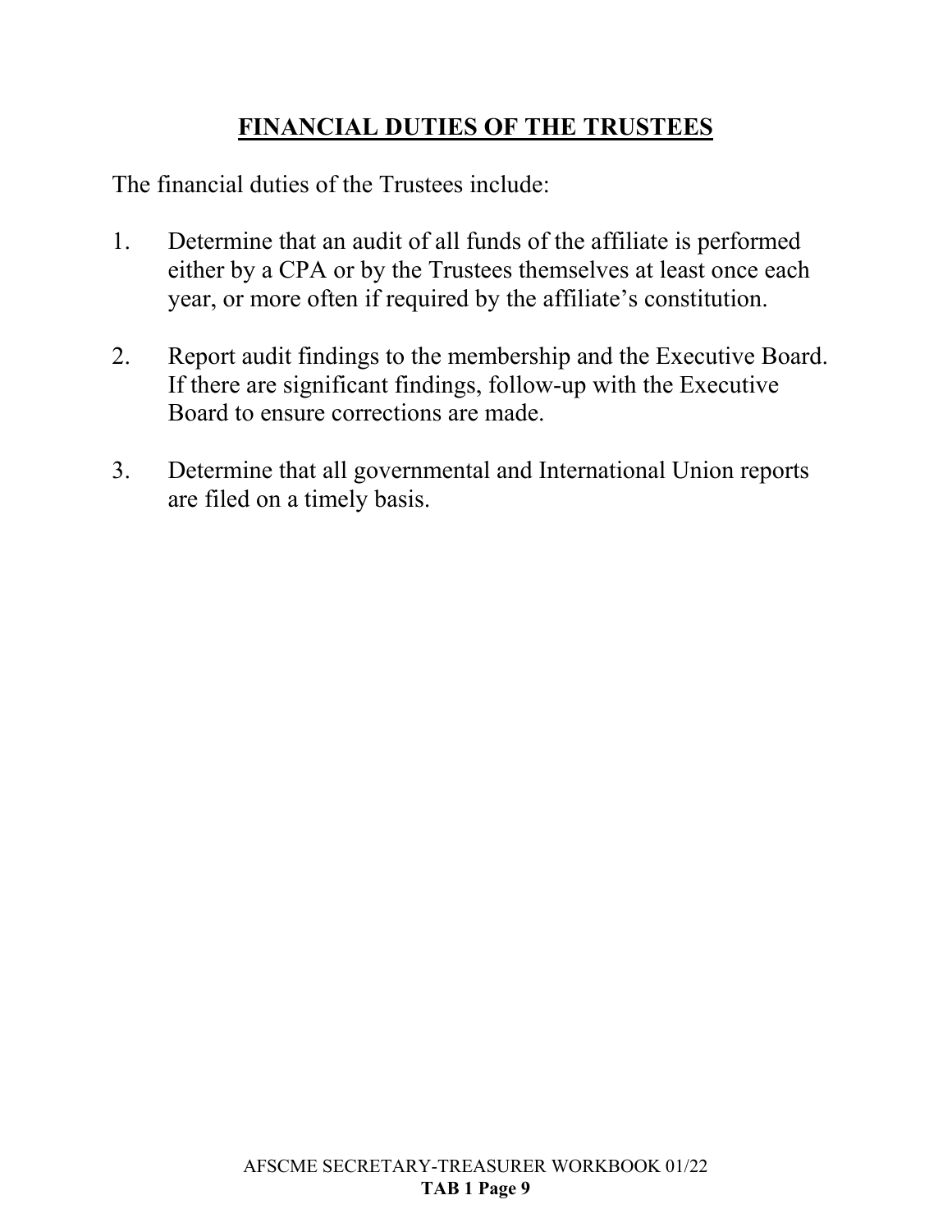# FINANCIAL DUTIES OF THE TRUSTEES

The financial duties of the Trustees include:

1. Determine that an audit of all funds of the affiliate is performed either by a CPA or by the Trustees themselves at least once each year, or more often if required by the affiliate's constitution.

2. Report audit findings to the membership and the Executive Board. If there are significant findings, follow-up with the Executive Board to ensure corrections are made.

3. Determine that all governmental and International Union reports are filed on a timely basis.